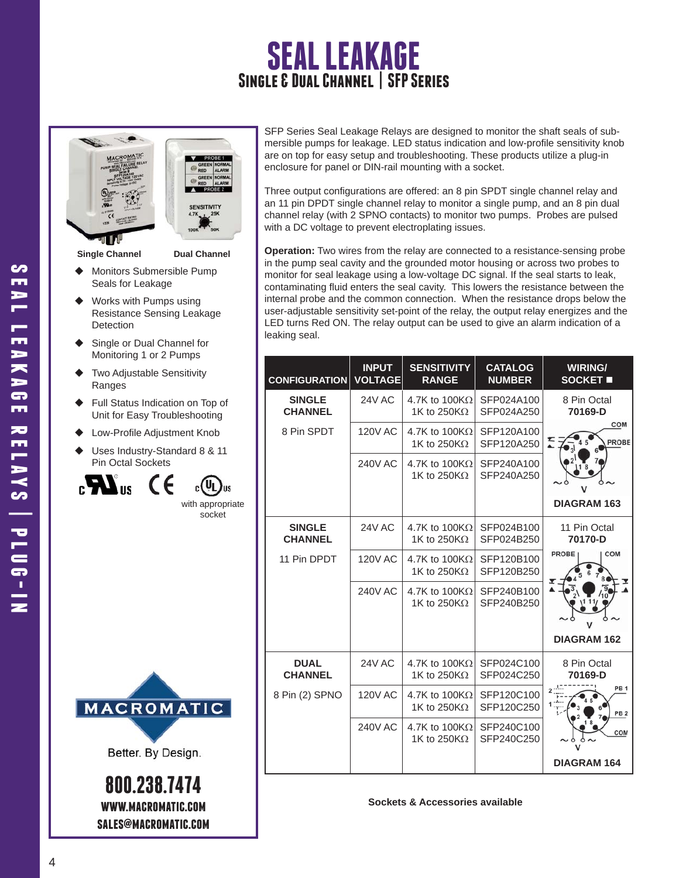# SEAL LEAKAGE

## Single & Dual Channel | SFP Series

Single Channel    Dual Channel

- Monitors Submersible Pump Seals for Leakage
- Works with Pumps using Resistance Sensing Leakage Detection
- Single or Dual Channel for Monitoring 1 or 2 Pumps
- Two Adjustable Sensitivity Ranges
- Full Status Indication on Top of Unit for Easy Troubleshooting
- Low-Profile Adjustment Knob
- Uses Industry-Standard 8 & 11 Pin Octal Sockets

with appropriate socket

SFP Series Seal Leakage Relays are designed to monitor the shaft seals of submersible pumps for leakage. LED status indication and low-profile sensitivity knob are on top for easy setup and troubleshooting. These products utilize a plug-in enclosure for panel or DIN-rail mounting with a socket.

Three output configurations are offered: an 8 pin SPDT single channel relay and an 11 pin DPDT single channel relay to monitor a single pump, and an 8 pin dual channel relay (with 2 SPNO contacts) to monitor two pumps. Probes are pulsed with a DC voltage to prevent electroplating issues.

**Operation:** Two wires from the relay are connected to a resistance-sensing probe in the pump seal cavity and the grounded motor housing or across two probes to monitor for seal leakage using a low-voltage DC signal. If the seal starts to leak, contaminating fluid enters the seal cavity. This lowers the resistance between the internal probe and the common connection. When the resistance drops below the user-adjustable sensitivity set-point of the relay, the output relay energizes and the LED turns Red ON. The relay output can be used to give an alarm indication of a leaking seal.

| CONFIGURATION | INPUT VOLTAGE | SENSITIVITY RANGE | CATALOG NUMBER | WIRING/ SOCKET ■ |
|---|---|---|---|---|
| **SINGLE CHANNEL** 8 Pin SPDT | 24V AC | 4.7K to 100KΩ<br>1K to 250KΩ | SFP024A100<br>SFP024A250 | 8 Pin Octal **70169-D** **DIAGRAM 163** |
| | 120V AC | 4.7K to 100KΩ<br>1K to 250KΩ | SFP120A100<br>SFP120A250 | |
| | 240V AC | 4.7K to 100KΩ<br>1K to 250KΩ | SFP240A100<br>SFP240A250 | |
| **SINGLE CHANNEL** 11 Pin DPDT | 24V AC | 4.7K to 100KΩ<br>1K to 250KΩ | SFP024B100<br>SFP024B250 | 11 Pin Octal **70170-D** **DIAGRAM 162** |
| | 120V AC | 4.7K to 100KΩ<br>1K to 250KΩ | SFP120B100<br>SFP120B250 | |
| | 240V AC | 4.7K to 100KΩ<br>1K to 250KΩ | SFP240B100<br>SFP240B250 | |
| **DUAL CHANNEL** 8 Pin (2) SPNO | 24V AC | 4.7K to 100KΩ<br>1K to 250KΩ | SFP024C100<br>SFP024C250 | 8 Pin Octal **70169-D** **DIAGRAM 164** |
| | 120V AC | 4.7K to 100KΩ<br>1K to 250KΩ | SFP120C100<br>SFP120C250 | |
| | 240V AC | 4.7K to 100KΩ<br>1K to 250KΩ | SFP240C100<br>SFP240C250 | |

**Sockets & Accessories available**

MACROMATIC

Better. By Design.

**800.238.7474**

**WWW.MACROMATIC.COM**

**SALES@MACROMATIC.COM**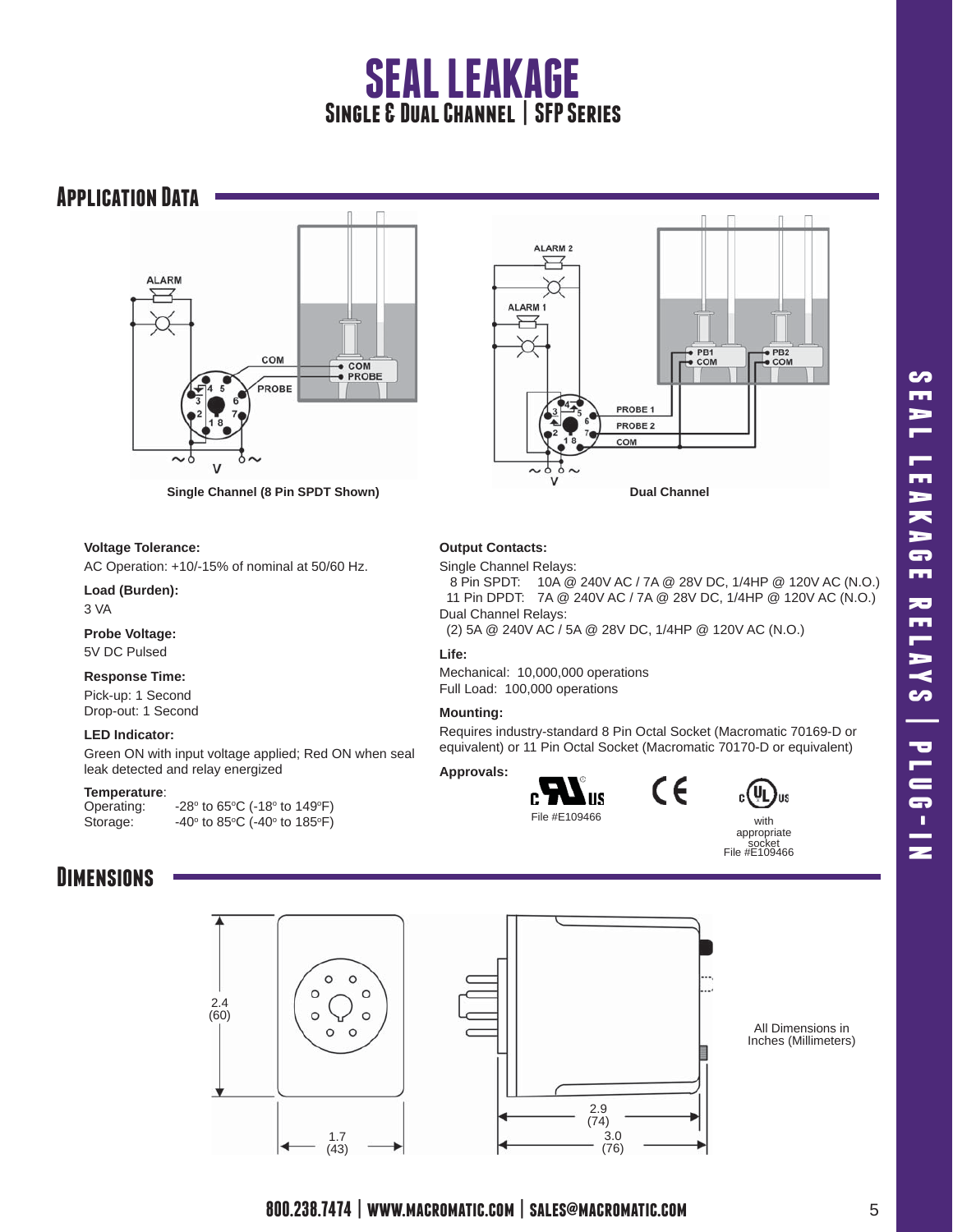# SEAL LEAKAGE

## Single & Dual Channel | SFP Series

## Application Data

ALARM

COM

COM

PROBE

PROBE

V

Single Channel (8 Pin SPDT Shown)

ALARM 2

ALARM 1

PB1 COM

PB2 COM

PROBE 1

PROBE 2

COM

V

Dual Channel

**Voltage Tolerance:**
AC Operation: +10/-15% of nominal at 50/60 Hz.

**Load (Burden):**
3 VA

**Probe Voltage:**
5V DC Pulsed

**Response Time:**
Pick-up: 1 Second
Drop-out: 1 Second

**LED Indicator:**
Green ON with input voltage applied; Red ON when seal leak detected and relay energized

**Temperature**:

| | |
|---|---|
| Operating: | -28° to 65°C (-18° to 149°F) |
| Storage: | -40° to 85°C (-40° to 185°F) |

**Output Contacts:**
Single Channel Relays:
8 Pin SPDT: 10A @ 240V AC / 7A @ 28V DC, 1/4HP @ 120V AC (N.O.)
11 Pin DPDT: 7A @ 240V AC / 7A @ 28V DC, 1/4HP @ 120V AC (N.O.)
Dual Channel Relays:
(2) 5A @ 240V AC / 5A @ 28V DC, 1/4HP @ 120V AC (N.O.)

**Life:**
Mechanical: 10,000,000 operations
Full Load: 100,000 operations

**Mounting:**
Requires industry-standard 8 Pin Octal Socket (Macromatic 70169-D or equivalent) or 11 Pin Octal Socket (Macromatic 70170-D or equivalent)

**Approvals:**
File #E109466
with appropriate socket File #E109466

## Dimensions

2.4 (60)

1.7 (43)

2.9 (74)

3.0 (76)

All Dimensions in Inches (Millimeters)

800.238.7474 | WWW.MACROMATIC.COM | SALES@MACROMATIC.COM

SEAL LEAKAGE RELAYS | PLUG-IN